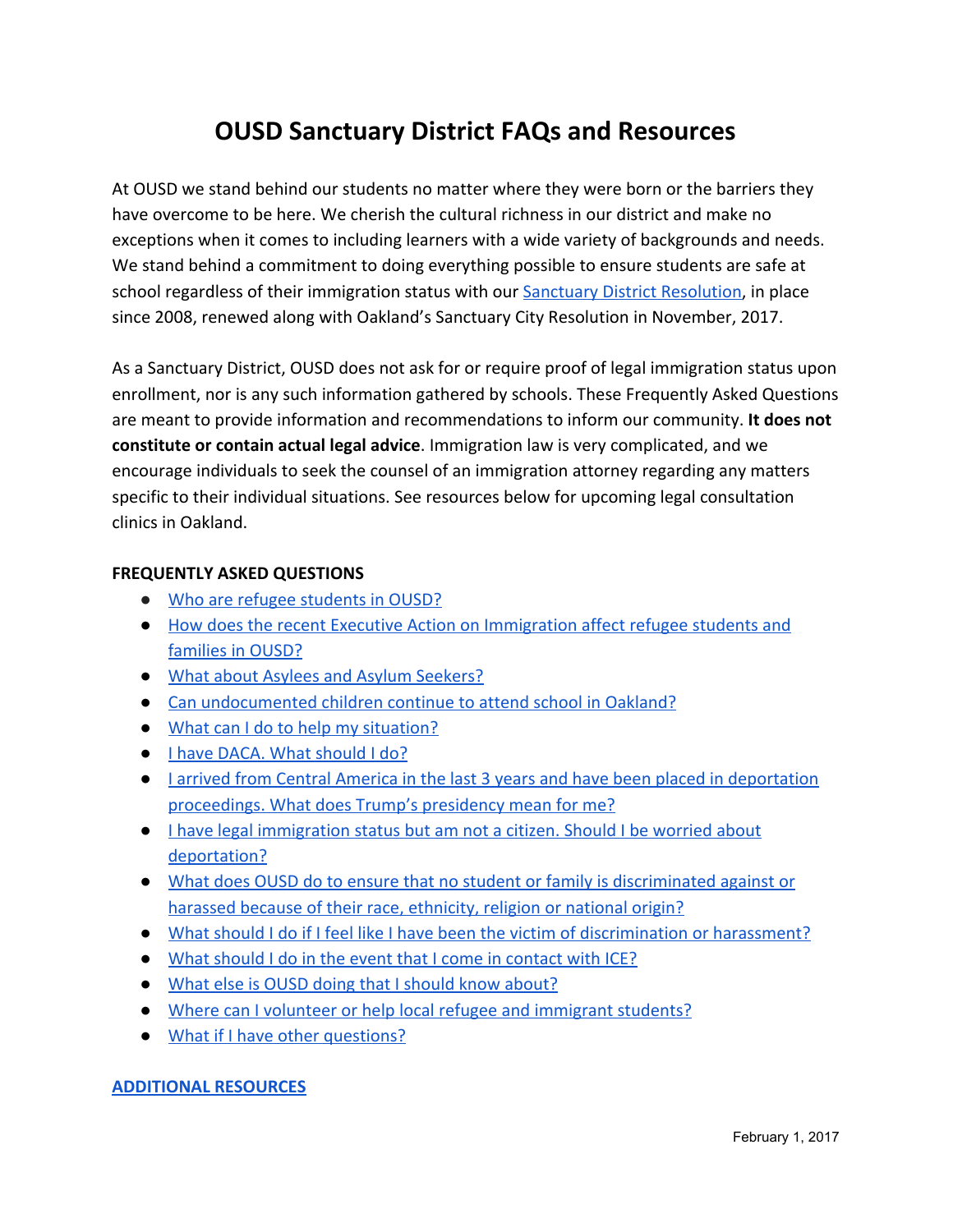# OUSD Sanctuary District FAQs and Resources

At OUSD we stand behind our students no matter where they were born or the barriers they have overcome to be here. We cherish the cultural richness in our district and make no exceptions when it comes to including learners with a wide variety of backgrounds and needs. We stand behind a commitment to doing everything possible to ensure students are safe at school regardless of their immigration status with our Sanctuary District Resolution, in place since 2008, renewed along with Oakland's Sanctuary City Resolution in November, 2017.

As a Sanctuary District, OUSD does not ask for or require proof of legal immigration status upon enrollment, nor is any such information gathered by schools. These Frequently Asked Questions are meant to provide information and recommendations to inform our community. **It does not constitute or contain actual legal advice**. Immigration law is very complicated, and we encourage individuals to seek the counsel of an immigration attorney regarding any matters specific to their individual situations. See resources below for upcoming legal consultation clinics in Oakland.

**FREQUENTLY ASKED QUESTIONS**

- Who are refugee students in OUSD?
- How does the recent Executive Action on Immigration affect refugee students and families in OUSD?
- What about Asylees and Asylum Seekers?
- Can undocumented children continue to attend school in Oakland?
- What can I do to help my situation?
- I have DACA. What should I do?
- I arrived from Central America in the last 3 years and have been placed in deportation proceedings. What does Trump's presidency mean for me?
- I have legal immigration status but am not a citizen. Should I be worried about deportation?
- What does OUSD do to ensure that no student or family is discriminated against or harassed because of their race, ethnicity, religion or national origin?
- What should I do if I feel like I have been the victim of discrimination or harassment?
- What should I do in the event that I come in contact with ICE?
- What else is OUSD doing that I should know about?
- Where can I volunteer or help local refugee and immigrant students?
- What if I have other questions?

**ADDITIONAL RESOURCES**

February 1, 2017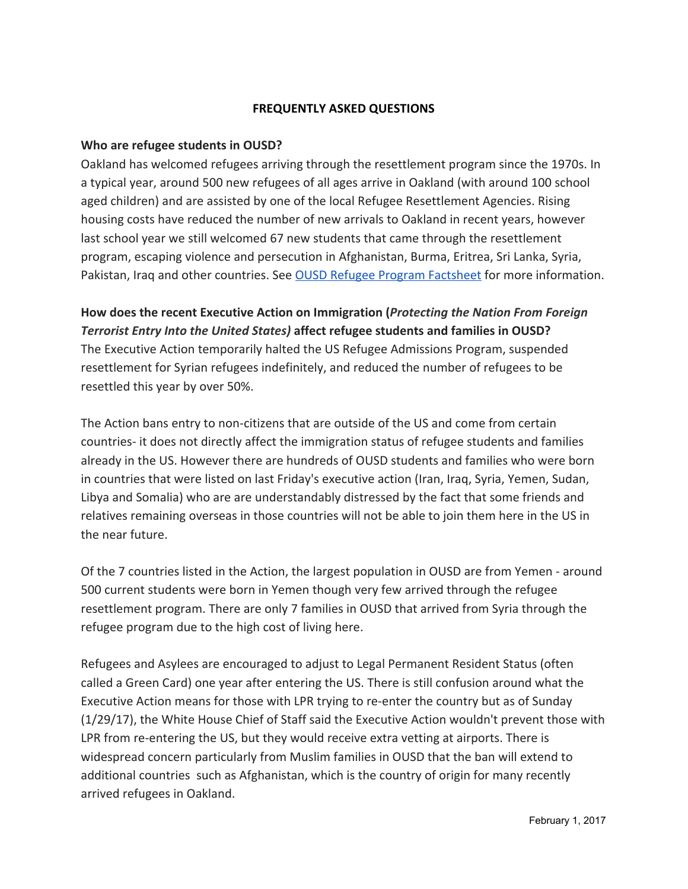## FREQUENTLY ASKED QUESTIONS

**Who are refugee students in OUSD?**

Oakland has welcomed refugees arriving through the resettlement program since the 1970s. In a typical year, around 500 new refugees of all ages arrive in Oakland (with around 100 school aged children) and are assisted by one of the local Refugee Resettlement Agencies. Rising housing costs have reduced the number of new arrivals to Oakland in recent years, however last school year we still welcomed 67 new students that came through the resettlement program, escaping violence and persecution in Afghanistan, Burma, Eritrea, Sri Lanka, Syria, Pakistan, Iraq and other countries. See [OUSD Refugee Program Factsheet] for more information.

**How does the recent Executive Action on Immigration (*Protecting the Nation From Foreign Terrorist Entry Into the United States)* affect refugee students and families in OUSD?**

The Executive Action temporarily halted the US Refugee Admissions Program, suspended resettlement for Syrian refugees indefinitely, and reduced the number of refugees to be resettled this year by over 50%.

The Action bans entry to non-citizens that are outside of the US and come from certain countries- it does not directly affect the immigration status of refugee students and families already in the US. However there are hundreds of OUSD students and families who were born in countries that were listed on last Friday's executive action (Iran, Iraq, Syria, Yemen, Sudan, Libya and Somalia) who are are understandably distressed by the fact that some friends and relatives remaining overseas in those countries will not be able to join them here in the US in the near future.

Of the 7 countries listed in the Action, the largest population in OUSD are from Yemen - around 500 current students were born in Yemen though very few arrived through the refugee resettlement program. There are only 7 families in OUSD that arrived from Syria through the refugee program due to the high cost of living here.

Refugees and Asylees are encouraged to adjust to Legal Permanent Resident Status (often called a Green Card) one year after entering the US. There is still confusion around what the Executive Action means for those with LPR trying to re-enter the country but as of Sunday (1/29/17), the White House Chief of Staff said the Executive Action wouldn't prevent those with LPR from re-entering the US, but they would receive extra vetting at airports. There is widespread concern particularly from Muslim families in OUSD that the ban will extend to additional countries such as Afghanistan, which is the country of origin for many recently arrived refugees in Oakland.

February 1, 2017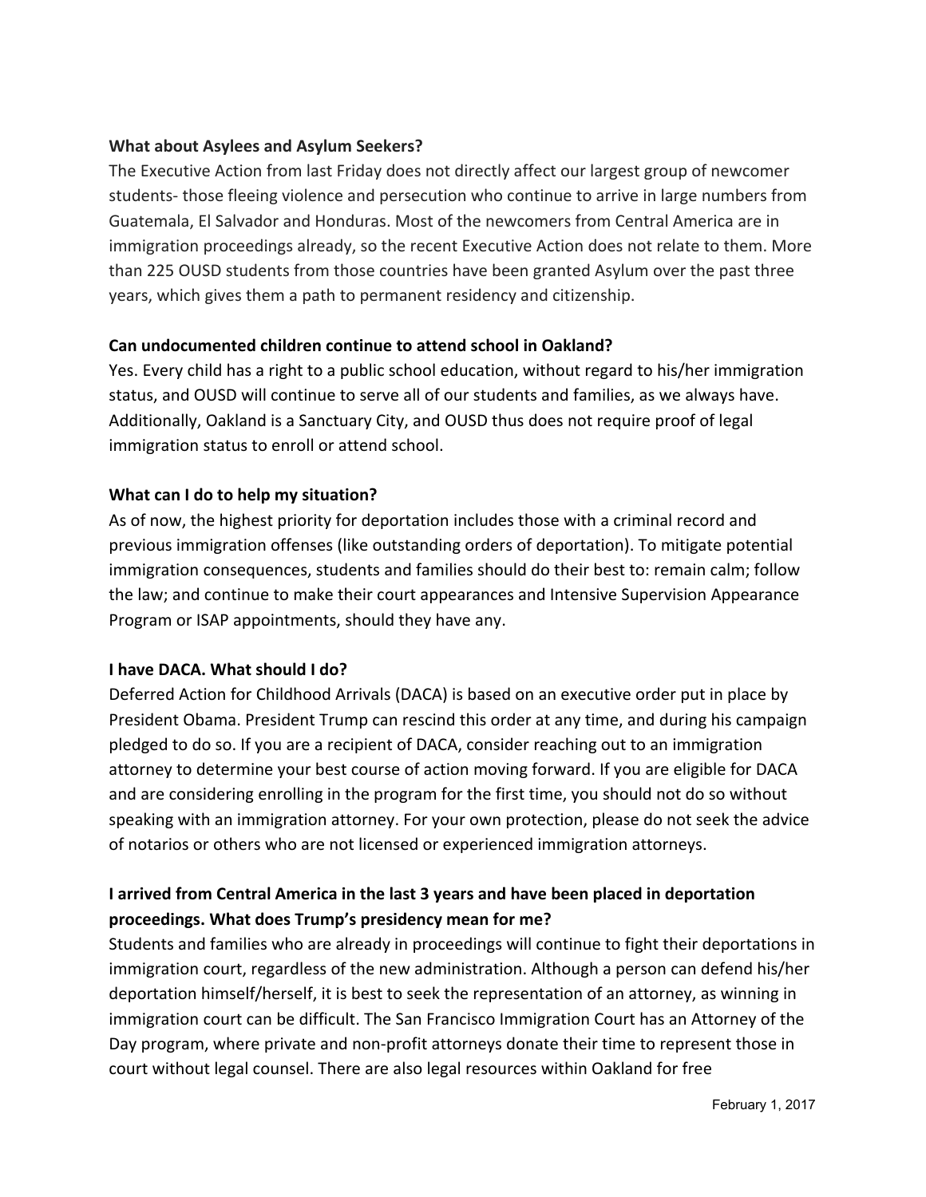**What about Asylees and Asylum Seekers?**

The Executive Action from last Friday does not directly affect our largest group of newcomer students- those fleeing violence and persecution who continue to arrive in large numbers from Guatemala, El Salvador and Honduras. Most of the newcomers from Central America are in immigration proceedings already, so the recent Executive Action does not relate to them. More than 225 OUSD students from those countries have been granted Asylum over the past three years, which gives them a path to permanent residency and citizenship.

**Can undocumented children continue to attend school in Oakland?**

Yes. Every child has a right to a public school education, without regard to his/her immigration status, and OUSD will continue to serve all of our students and families, as we always have. Additionally, Oakland is a Sanctuary City, and OUSD thus does not require proof of legal immigration status to enroll or attend school.

**What can I do to help my situation?**

As of now, the highest priority for deportation includes those with a criminal record and previous immigration offenses (like outstanding orders of deportation). To mitigate potential immigration consequences, students and families should do their best to: remain calm; follow the law; and continue to make their court appearances and Intensive Supervision Appearance Program or ISAP appointments, should they have any.

**I have DACA. What should I do?**

Deferred Action for Childhood Arrivals (DACA) is based on an executive order put in place by President Obama. President Trump can rescind this order at any time, and during his campaign pledged to do so. If you are a recipient of DACA, consider reaching out to an immigration attorney to determine your best course of action moving forward. If you are eligible for DACA and are considering enrolling in the program for the first time, you should not do so without speaking with an immigration attorney. For your own protection, please do not seek the advice of notarios or others who are not licensed or experienced immigration attorneys.

**I arrived from Central America in the last 3 years and have been placed in deportation proceedings. What does Trump's presidency mean for me?**

Students and families who are already in proceedings will continue to fight their deportations in immigration court, regardless of the new administration. Although a person can defend his/her deportation himself/herself, it is best to seek the representation of an attorney, as winning in immigration court can be difficult. The San Francisco Immigration Court has an Attorney of the Day program, where private and non-profit attorneys donate their time to represent those in court without legal counsel. There are also legal resources within Oakland for free

February 1, 2017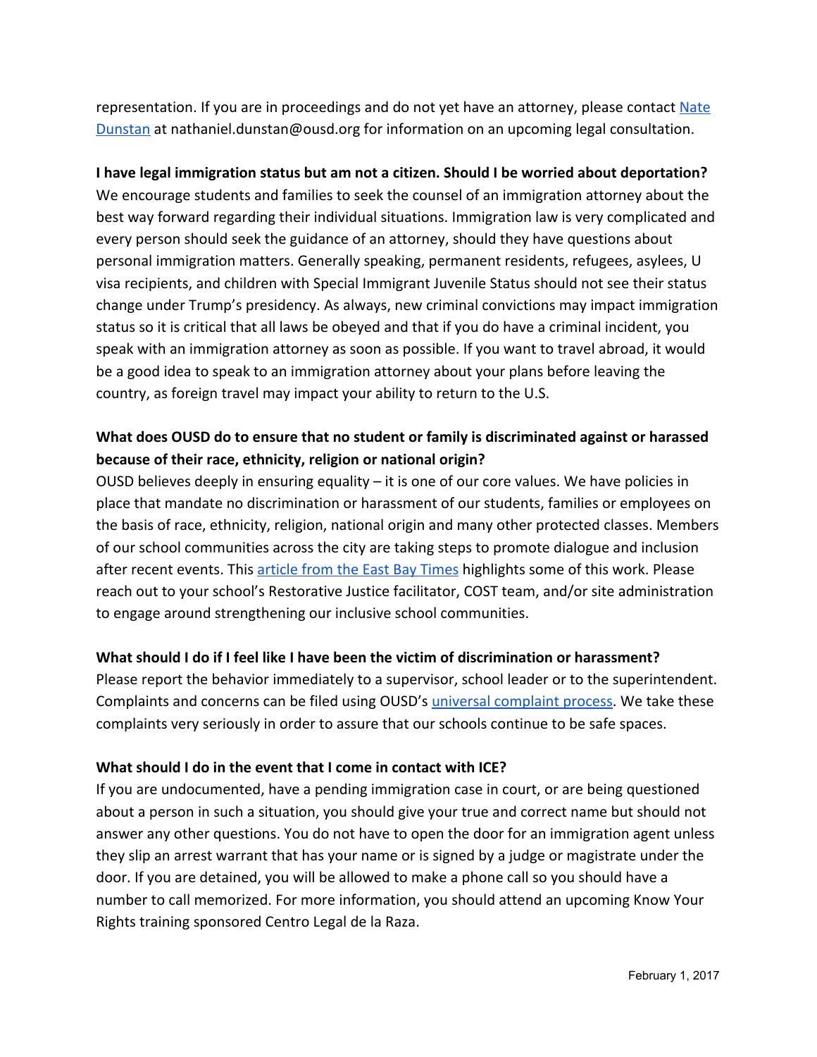representation. If you are in proceedings and do not yet have an attorney, please contact [Nate Dunstan]() at nathaniel.dunstan@ousd.org for information on an upcoming legal consultation.

**I have legal immigration status but am not a citizen. Should I be worried about deportation?**

We encourage students and families to seek the counsel of an immigration attorney about the best way forward regarding their individual situations. Immigration law is very complicated and every person should seek the guidance of an attorney, should they have questions about personal immigration matters. Generally speaking, permanent residents, refugees, asylees, U visa recipients, and children with Special Immigrant Juvenile Status should not see their status change under Trump's presidency. As always, new criminal convictions may impact immigration status so it is critical that all laws be obeyed and that if you do have a criminal incident, you speak with an immigration attorney as soon as possible. If you want to travel abroad, it would be a good idea to speak to an immigration attorney about your plans before leaving the country, as foreign travel may impact your ability to return to the U.S.

**What does OUSD do to ensure that no student or family is discriminated against or harassed because of their race, ethnicity, religion or national origin?**

OUSD believes deeply in ensuring equality – it is one of our core values. We have policies in place that mandate no discrimination or harassment of our students, families or employees on the basis of race, ethnicity, religion, national origin and many other protected classes. Members of our school communities across the city are taking steps to promote dialogue and inclusion after recent events. This [article from the East Bay Times]() highlights some of this work. Please reach out to your school's Restorative Justice facilitator, COST team, and/or site administration to engage around strengthening our inclusive school communities.

**What should I do if I feel like I have been the victim of discrimination or harassment?**

Please report the behavior immediately to a supervisor, school leader or to the superintendent. Complaints and concerns can be filed using OUSD's [universal complaint process](). We take these complaints very seriously in order to assure that our schools continue to be safe spaces.

**What should I do in the event that I come in contact with ICE?**

If you are undocumented, have a pending immigration case in court, or are being questioned about a person in such a situation, you should give your true and correct name but should not answer any other questions. You do not have to open the door for an immigration agent unless they slip an arrest warrant that has your name or is signed by a judge or magistrate under the door. If you are detained, you will be allowed to make a phone call so you should have a number to call memorized. For more information, you should attend an upcoming Know Your Rights training sponsored Centro Legal de la Raza.

February 1, 2017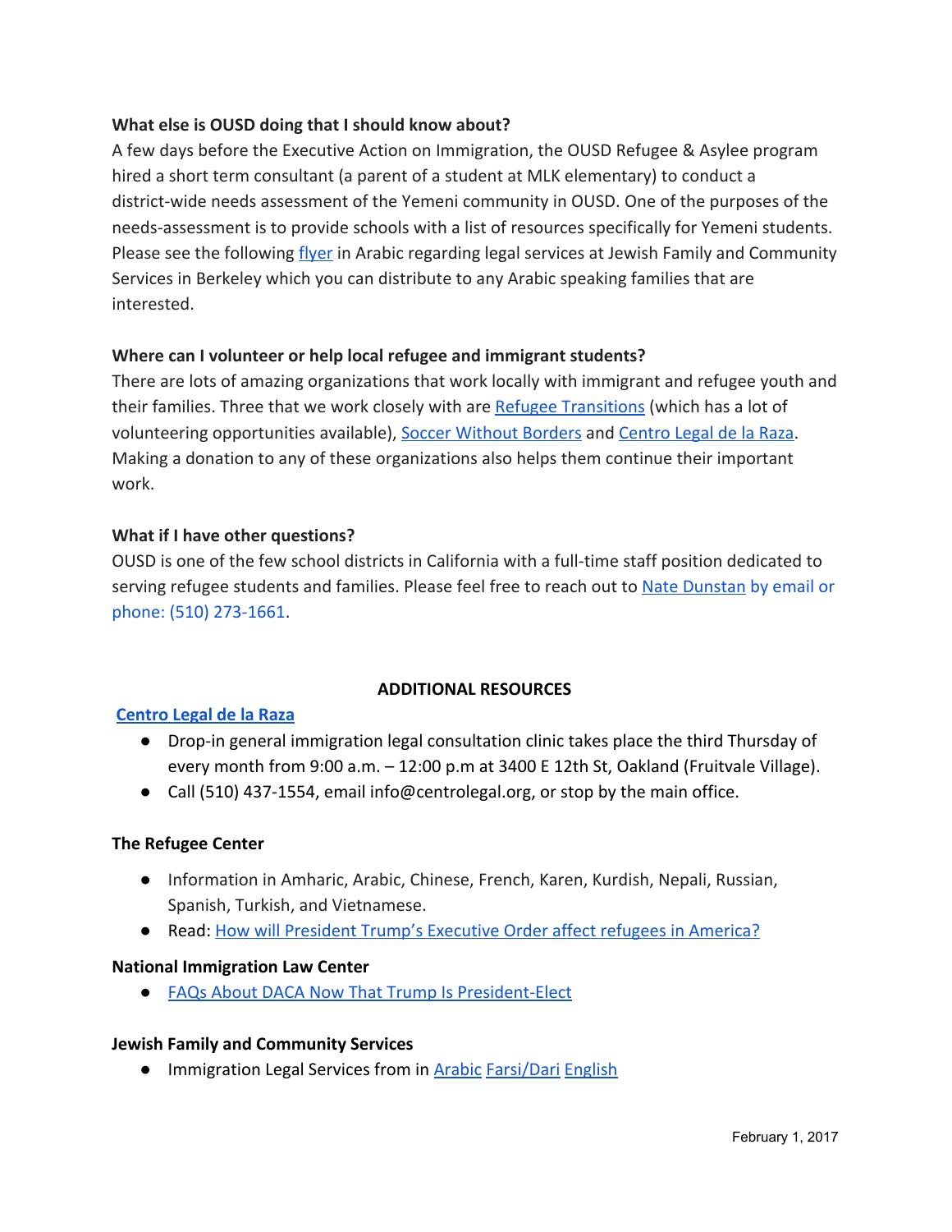**What else is OUSD doing that I should know about?**

A few days before the Executive Action on Immigration, the OUSD Refugee & Asylee program hired a short term consultant (a parent of a student at MLK elementary) to conduct a district-wide needs assessment of the Yemeni community in OUSD. One of the purposes of the needs-assessment is to provide schools with a list of resources specifically for Yemeni students. Please see the following flyer in Arabic regarding legal services at Jewish Family and Community Services in Berkeley which you can distribute to any Arabic speaking families that are interested.

**Where can I volunteer or help local refugee and immigrant students?**

There are lots of amazing organizations that work locally with immigrant and refugee youth and their families. Three that we work closely with are Refugee Transitions (which has a lot of volunteering opportunities available), Soccer Without Borders and Centro Legal de la Raza. Making a donation to any of these organizations also helps them continue their important work.

**What if I have other questions?**

OUSD is one of the few school districts in California with a full-time staff position dedicated to serving refugee students and families. Please feel free to reach out to Nate Dunstan by email or phone: (510) 273-1661.

## ADDITIONAL RESOURCES

**Centro Legal de la Raza**

- Drop-in general immigration legal consultation clinic takes place the third Thursday of every month from 9:00 a.m. – 12:00 p.m at 3400 E 12th St, Oakland (Fruitvale Village).
- Call (510) 437-1554, email info@centrolegal.org, or stop by the main office.

**The Refugee Center**

- Information in Amharic, Arabic, Chinese, French, Karen, Kurdish, Nepali, Russian, Spanish, Turkish, and Vietnamese.
- Read: How will President Trump's Executive Order affect refugees in America?

**National Immigration Law Center**

- FAQs About DACA Now That Trump Is President-Elect

**Jewish Family and Community Services**

- Immigration Legal Services from in Arabic Farsi/Dari English

February 1, 2017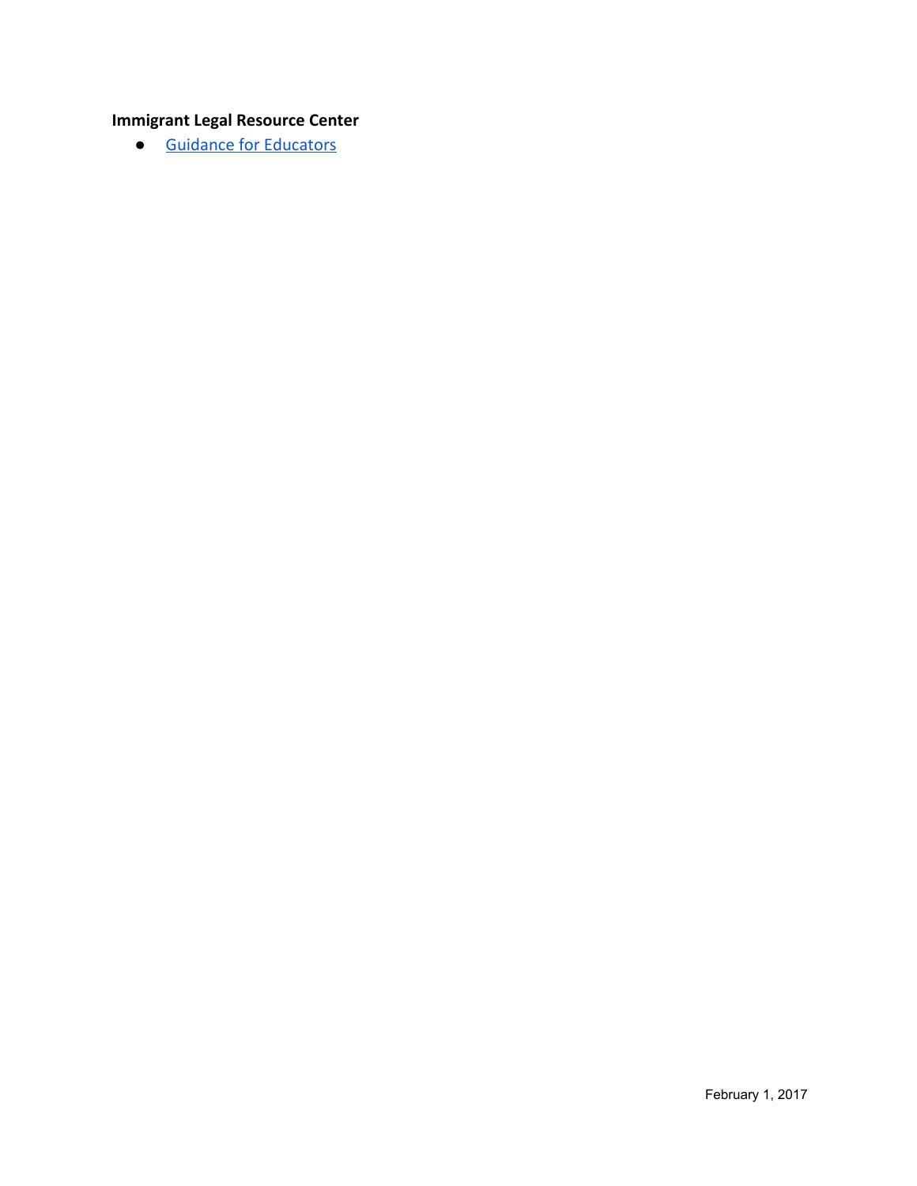**Immigrant Legal Resource Center**

- [Guidance for Educators]()

February 1, 2017